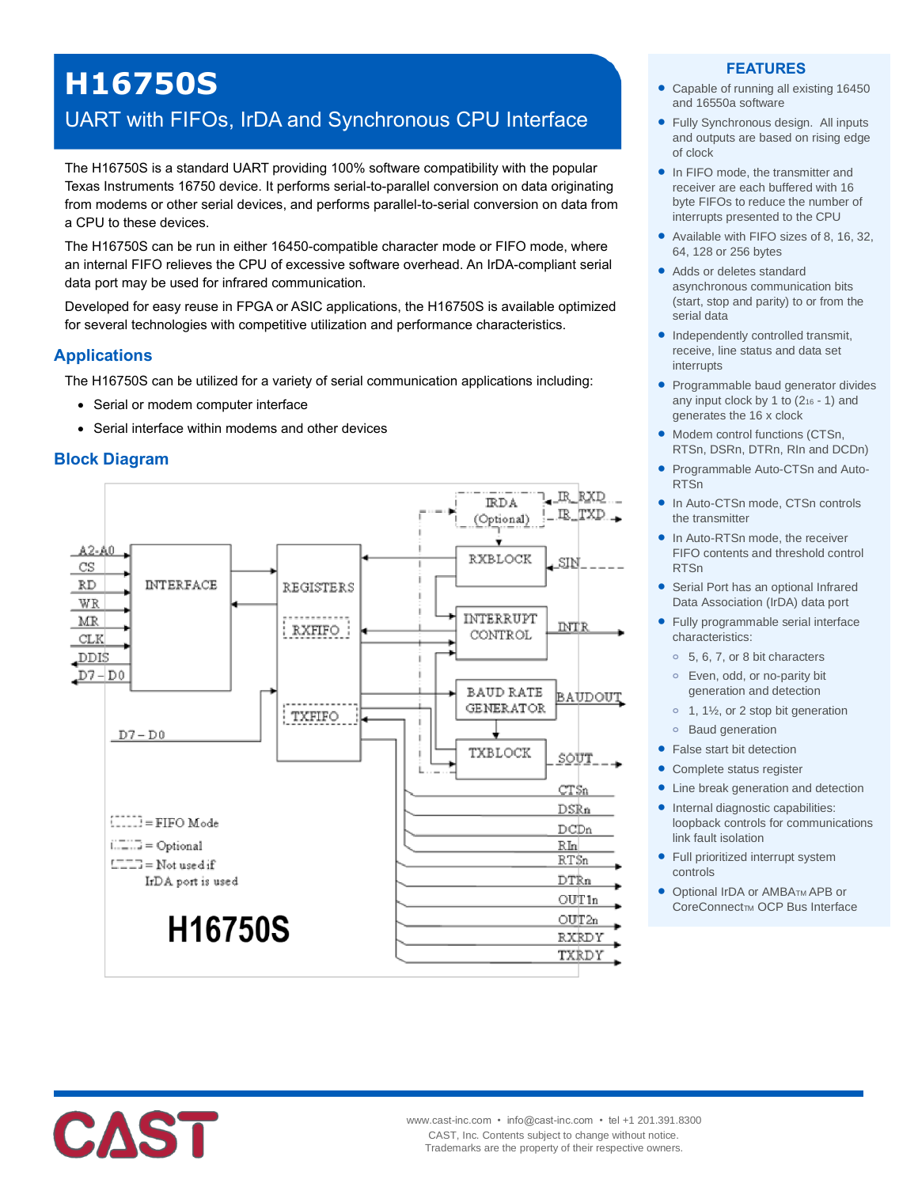# H16750S

## UART with FIFOs, IrDA and Synchronous CPU Interface

The H16750S is a standard UART providing 100% software compatibility with the popular Texas Instruments 16750 device. It performs serial-to-parallel conversion on data originating from modems or other serial devices, and performs parallel-to-serial conversion on data from a CPU to these devices.

The H16750S can be run in either 16450-compatible character mode or FIFO mode, where an internal FIFO relieves the CPU of excessive software overhead. An IrDA-compliant serial data port may be used for infrared communication.

Developed for easy reuse in FPGA or ASIC applications, the H16750S is available optimized for several technologies with competitive utilization and performance characteristics.

## Applications

The H16750S can be utilized for a variety of serial communication applications including:

- Serial or modem computer interface
- Serial interface within modems and other devices

## Block Diagram

A2-A0, CS, RD, WR, MR, CLK, DDIS, D7 – D0

INTERFACE

REGISTERS

RXFIFO

TXFIFO

D7 – D0

IRDA (Optional)

IR_RXD

IR_TXD

RXBLOCK

SIN

INTERRUPT CONTROL

INTR

BAUD RATE GENERATOR

BAUDOUT

TXBLOCK

SOUT

CTSn, DSRn, DCDn, RIn, RTSn, DTRn, OUT1n, OUT2n, RXRDY, TXRDY

= FIFO Mode

= Optional

= Not used if IrDA port is used

H16750S

## FEATURES

- Capable of running all existing 16450 and 16550a software
- Fully Synchronous design. All inputs and outputs are based on rising edge of clock
- In FIFO mode, the transmitter and receiver are each buffered with 16 byte FIFOs to reduce the number of interrupts presented to the CPU
- Available with FIFO sizes of 8, 16, 32, 64, 128 or 256 bytes
- Adds or deletes standard asynchronous communication bits (start, stop and parity) to or from the serial data
- Independently controlled transmit, receive, line status and data set interrupts
- Programmable baud generator divides any input clock by 1 to ($2^{16}$ - 1) and generates the 16 x clock
- Modem control functions (CTSn, RTSn, DSRn, DTRn, RIn and DCDn)
- Programmable Auto-CTSn and Auto-RTSn
- In Auto-CTSn mode, CTSn controls the transmitter
- In Auto-RTSn mode, the receiver FIFO contents and threshold control RTSn
- Serial Port has an optional Infrared Data Association (IrDA) data port
- Fully programmable serial interface characteristics:
  - 5, 6, 7, or 8 bit characters
  - Even, odd, or no-parity bit generation and detection
  - 1, 1½, or 2 stop bit generation
  - Baud generation
- False start bit detection
- Complete status register
- Line break generation and detection
- Internal diagnostic capabilities: loopback controls for communications link fault isolation
- Full prioritized interrupt system controls
- Optional IrDA or AMBA™ APB or CoreConnect™ OCP Bus Interface

CAST

www.cast-inc.com • info@cast-inc.com • tel +1 201.391.8300
CAST, Inc. Contents subject to change without notice.
Trademarks are the property of their respective owners.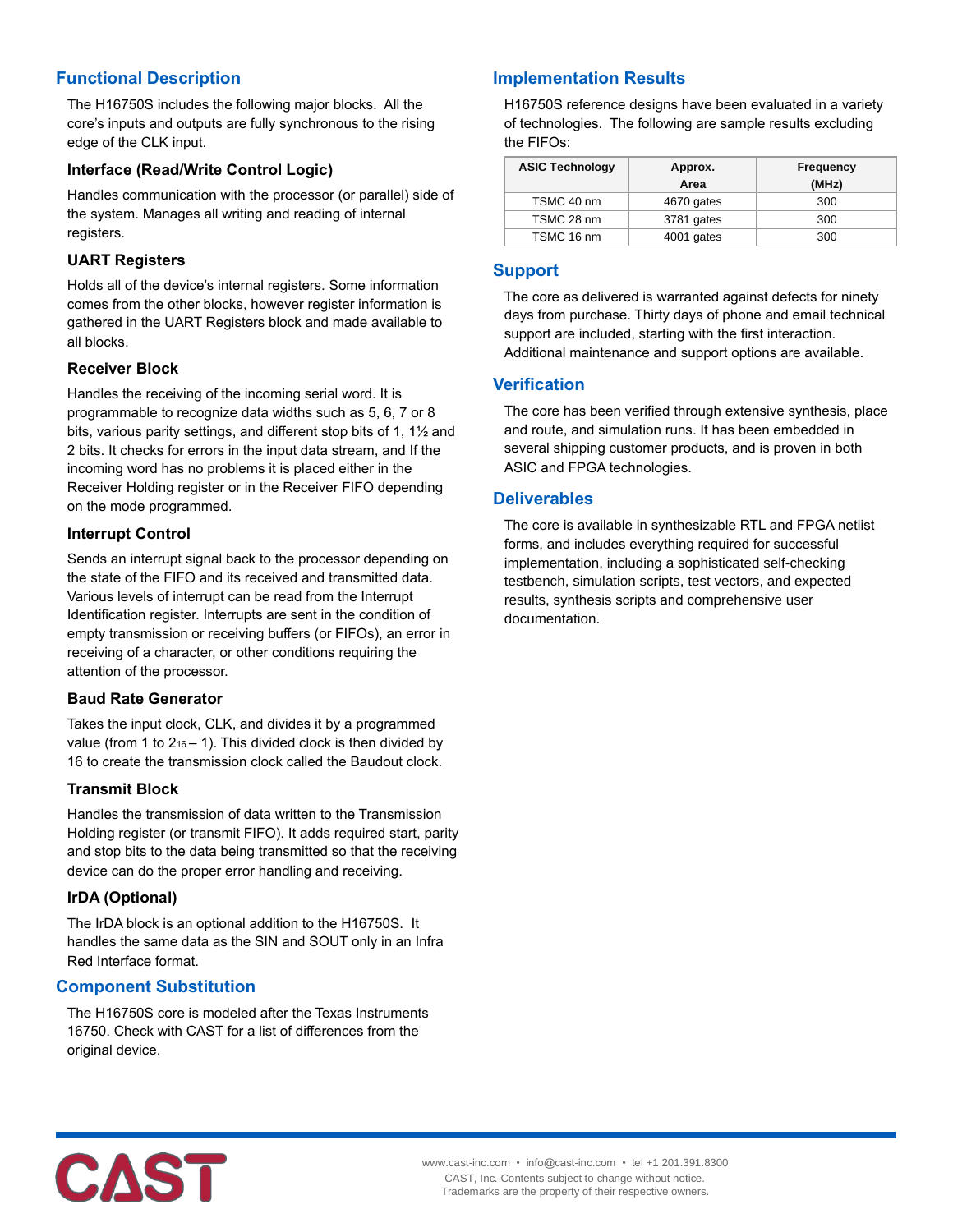## Functional Description

The H16750S includes the following major blocks. All the core's inputs and outputs are fully synchronous to the rising edge of the CLK input.

### Interface (Read/Write Control Logic)

Handles communication with the processor (or parallel) side of the system. Manages all writing and reading of internal registers.

### UART Registers

Holds all of the device's internal registers. Some information comes from the other blocks, however register information is gathered in the UART Registers block and made available to all blocks.

### Receiver Block

Handles the receiving of the incoming serial word. It is programmable to recognize data widths such as 5, 6, 7 or 8 bits, various parity settings, and different stop bits of 1, 1½ and 2 bits. It checks for errors in the input data stream, and If the incoming word has no problems it is placed either in the Receiver Holding register or in the Receiver FIFO depending on the mode programmed.

### Interrupt Control

Sends an interrupt signal back to the processor depending on the state of the FIFO and its received and transmitted data. Various levels of interrupt can be read from the Interrupt Identification register. Interrupts are sent in the condition of empty transmission or receiving buffers (or FIFOs), an error in receiving of a character, or other conditions requiring the attention of the processor.

### Baud Rate Generator

Takes the input clock, CLK, and divides it by a programmed value (from 1 to $2^{16} - 1$). This divided clock is then divided by 16 to create the transmission clock called the Baudout clock.

### Transmit Block

Handles the transmission of data written to the Transmission Holding register (or transmit FIFO). It adds required start, parity and stop bits to the data being transmitted so that the receiving device can do the proper error handling and receiving.

### IrDA (Optional)

The IrDA block is an optional addition to the H16750S. It handles the same data as the SIN and SOUT only in an Infra Red Interface format.

## Component Substitution

The H16750S core is modeled after the Texas Instruments 16750. Check with CAST for a list of differences from the original device.

## Implementation Results

H16750S reference designs have been evaluated in a variety of technologies. The following are sample results excluding the FIFOs:

| ASIC Technology | Approx. Area | Frequency (MHz) |
|---|---|---|
| TSMC 40 nm | 4670 gates | 300 |
| TSMC 28 nm | 3781 gates | 300 |
| TSMC 16 nm | 4001 gates | 300 |

## Support

The core as delivered is warranted against defects for ninety days from purchase. Thirty days of phone and email technical support are included, starting with the first interaction. Additional maintenance and support options are available.

## Verification

The core has been verified through extensive synthesis, place and route, and simulation runs. It has been embedded in several shipping customer products, and is proven in both ASIC and FPGA technologies.

## Deliverables

The core is available in synthesizable RTL and FPGA netlist forms, and includes everything required for successful implementation, including a sophisticated self-checking testbench, simulation scripts, test vectors, and expected results, synthesis scripts and comprehensive user documentation.

CAST

www.cast-inc.com • info@cast-inc.com • tel +1 201.391.8300
CAST, Inc. Contents subject to change without notice.
Trademarks are the property of their respective owners.